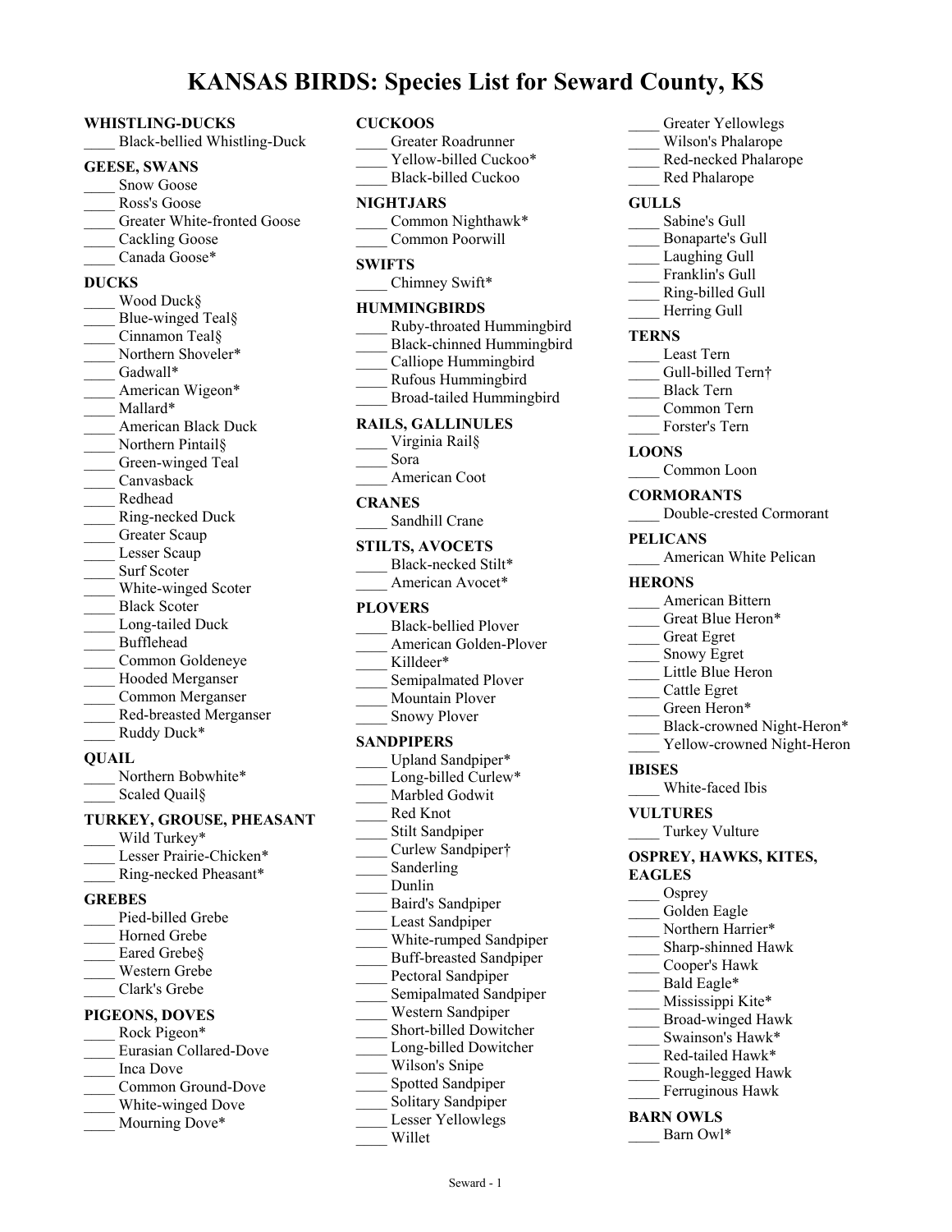# KANSAS BIRDS: Species List for Seward County, KS

### WHISTLING-DUCKS
____ Black-bellied Whistling-Duck

### GEESE, SWANS
____ Snow Goose
____ Ross's Goose
____ Greater White-fronted Goose
____ Cackling Goose
____ Canada Goose*

### DUCKS
____ Wood Duck§
____ Blue-winged Teal§
____ Cinnamon Teal§
____ Northern Shoveler*
____ Gadwall*
____ American Wigeon*
____ Mallard*
____ American Black Duck
____ Northern Pintail§
____ Green-winged Teal
____ Canvasback
____ Redhead
____ Ring-necked Duck
____ Greater Scaup
____ Lesser Scaup
____ Surf Scoter
____ White-winged Scoter
____ Black Scoter
____ Long-tailed Duck
____ Bufflehead
____ Common Goldeneye
____ Hooded Merganser
____ Common Merganser
____ Red-breasted Merganser
____ Ruddy Duck*

### QUAIL
____ Northern Bobwhite*
____ Scaled Quail§

### TURKEY, GROUSE, PHEASANT
____ Wild Turkey*
____ Lesser Prairie-Chicken*
____ Ring-necked Pheasant*

### GREBES
____ Pied-billed Grebe
____ Horned Grebe
____ Eared Grebe§
____ Western Grebe
____ Clark's Grebe

### PIGEONS, DOVES
____ Rock Pigeon*
____ Eurasian Collared-Dove
____ Inca Dove
____ Common Ground-Dove
____ White-winged Dove
____ Mourning Dove*

### CUCKOOS
____ Greater Roadrunner
____ Yellow-billed Cuckoo*
____ Black-billed Cuckoo

### NIGHTJARS
____ Common Nighthawk*
____ Common Poorwill

### SWIFTS
____ Chimney Swift*

### HUMMINGBIRDS
____ Ruby-throated Hummingbird
____ Black-chinned Hummingbird
____ Calliope Hummingbird
____ Rufous Hummingbird
____ Broad-tailed Hummingbird

### RAILS, GALLINULES
____ Virginia Rail§
____ Sora
____ American Coot

### CRANES
____ Sandhill Crane

### STILTS, AVOCETS
____ Black-necked Stilt*
____ American Avocet*

### PLOVERS
____ Black-bellied Plover
____ American Golden-Plover
____ Killdeer*
____ Semipalmated Plover
____ Mountain Plover
____ Snowy Plover

### SANDPIPERS
____ Upland Sandpiper*
____ Long-billed Curlew*
____ Marbled Godwit
____ Red Knot
____ Stilt Sandpiper
____ Curlew Sandpiper†
____ Sanderling
____ Dunlin
____ Baird's Sandpiper
____ Least Sandpiper
____ White-rumped Sandpiper
____ Buff-breasted Sandpiper
____ Pectoral Sandpiper
____ Semipalmated Sandpiper
____ Western Sandpiper
____ Short-billed Dowitcher
____ Long-billed Dowitcher
____ Wilson's Snipe
____ Spotted Sandpiper
____ Solitary Sandpiper
____ Lesser Yellowlegs
____ Willet
____ Greater Yellowlegs
____ Wilson's Phalarope
____ Red-necked Phalarope
____ Red Phalarope

### GULLS
____ Sabine's Gull
____ Bonaparte's Gull
____ Laughing Gull
____ Franklin's Gull
____ Ring-billed Gull
____ Herring Gull

### TERNS
____ Least Tern
____ Gull-billed Tern†
____ Black Tern
____ Common Tern
____ Forster's Tern

### LOONS
____ Common Loon

### CORMORANTS
____ Double-crested Cormorant

### PELICANS
____ American White Pelican

### HERONS
____ American Bittern
____ Great Blue Heron*
____ Great Egret
____ Snowy Egret
____ Little Blue Heron
____ Cattle Egret
____ Green Heron*
____ Black-crowned Night-Heron*
____ Yellow-crowned Night-Heron

### IBISES
____ White-faced Ibis

### VULTURES
____ Turkey Vulture

### OSPREY, HAWKS, KITES, EAGLES
____ Osprey
____ Golden Eagle
____ Northern Harrier*
____ Sharp-shinned Hawk
____ Cooper's Hawk
____ Bald Eagle*
____ Mississippi Kite*
____ Broad-winged Hawk
____ Swainson's Hawk*
____ Red-tailed Hawk*
____ Rough-legged Hawk
____ Ferruginous Hawk

### BARN OWLS
____ Barn Owl*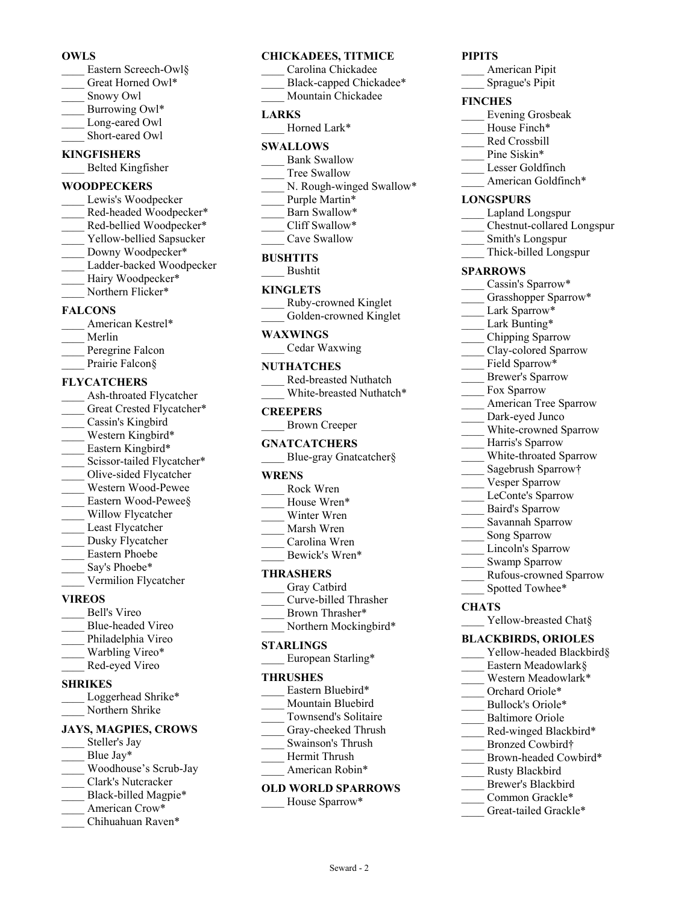**OWLS**

____ Eastern Screech-Owl§
____ Great Horned Owl*
____ Snowy Owl
____ Burrowing Owl*
____ Long-eared Owl
____ Short-eared Owl

**KINGFISHERS**

____ Belted Kingfisher

**WOODPECKERS**

____ Lewis's Woodpecker
____ Red-headed Woodpecker*
____ Red-bellied Woodpecker*
____ Yellow-bellied Sapsucker
____ Downy Woodpecker*
____ Ladder-backed Woodpecker
____ Hairy Woodpecker*
____ Northern Flicker*

**FALCONS**

____ American Kestrel*
____ Merlin
____ Peregrine Falcon
____ Prairie Falcon§

**FLYCATCHERS**

____ Ash-throated Flycatcher
____ Great Crested Flycatcher*
____ Cassin's Kingbird
____ Western Kingbird*
____ Eastern Kingbird*
____ Scissor-tailed Flycatcher*
____ Olive-sided Flycatcher
____ Western Wood-Pewee
____ Eastern Wood-Pewee§
____ Willow Flycatcher
____ Least Flycatcher
____ Dusky Flycatcher
____ Eastern Phoebe
____ Say's Phoebe*
____ Vermilion Flycatcher

**VIREOS**

____ Bell's Vireo
____ Blue-headed Vireo
____ Philadelphia Vireo
____ Warbling Vireo*
____ Red-eyed Vireo

**SHRIKES**

____ Loggerhead Shrike*
____ Northern Shrike

**JAYS, MAGPIES, CROWS**

____ Steller's Jay
____ Blue Jay*
____ Woodhouse's Scrub-Jay
____ Clark's Nutcracker
____ Black-billed Magpie*
____ American Crow*
____ Chihuahuan Raven*

**CHICKADEES, TITMICE**

____ Carolina Chickadee
____ Black-capped Chickadee*
____ Mountain Chickadee

**LARKS**

____ Horned Lark*

**SWALLOWS**

____ Bank Swallow
____ Tree Swallow
____ N. Rough-winged Swallow*
____ Purple Martin*
____ Barn Swallow*
____ Cliff Swallow*
____ Cave Swallow

**BUSHTITS**

____ Bushtit

**KINGLETS**

____ Ruby-crowned Kinglet
____ Golden-crowned Kinglet

**WAXWINGS**

____ Cedar Waxwing

**NUTHATCHES**

____ Red-breasted Nuthatch
____ White-breasted Nuthatch*

**CREEPERS**

____ Brown Creeper

**GNATCATCHERS**

____ Blue-gray Gnatcatcher§

**WRENS**

____ Rock Wren
____ House Wren*
____ Winter Wren
____ Marsh Wren
____ Carolina Wren
____ Bewick's Wren*

**THRASHERS**

____ Gray Catbird
____ Curve-billed Thrasher
____ Brown Thrasher*
____ Northern Mockingbird*

**STARLINGS**

____ European Starling*

**THRUSHES**

____ Eastern Bluebird*
____ Mountain Bluebird
____ Townsend's Solitaire
____ Gray-cheeked Thrush
____ Swainson's Thrush
____ Hermit Thrush
____ American Robin*

**OLD WORLD SPARROWS**

____ House Sparrow*

**PIPITS**

____ American Pipit
____ Sprague's Pipit

**FINCHES**

____ Evening Grosbeak
____ House Finch*
____ Red Crossbill
____ Pine Siskin*
____ Lesser Goldfinch
____ American Goldfinch*

**LONGSPURS**

____ Lapland Longspur
____ Chestnut-collared Longspur
____ Smith's Longspur
____ Thick-billed Longspur

**SPARROWS**

____ Cassin's Sparrow*
____ Grasshopper Sparrow*
____ Lark Sparrow*
____ Lark Bunting*
____ Chipping Sparrow
____ Clay-colored Sparrow
____ Field Sparrow*
____ Brewer's Sparrow
____ Fox Sparrow
____ American Tree Sparrow
____ Dark-eyed Junco
____ White-crowned Sparrow
____ Harris's Sparrow
____ White-throated Sparrow
____ Sagebrush Sparrow†
____ Vesper Sparrow
____ LeConte's Sparrow
____ Baird's Sparrow
____ Savannah Sparrow
____ Song Sparrow
____ Lincoln's Sparrow
____ Swamp Sparrow
____ Rufous-crowned Sparrow
____ Spotted Towhee*

**CHATS**

____ Yellow-breasted Chat§

**BLACKBIRDS, ORIOLES**

____ Yellow-headed Blackbird§
____ Eastern Meadowlark§
____ Western Meadowlark*
____ Orchard Oriole*
____ Bullock's Oriole*
____ Baltimore Oriole
____ Red-winged Blackbird*
____ Bronzed Cowbird†
____ Brown-headed Cowbird*
____ Rusty Blackbird
____ Brewer's Blackbird
____ Common Grackle*
____ Great-tailed Grackle*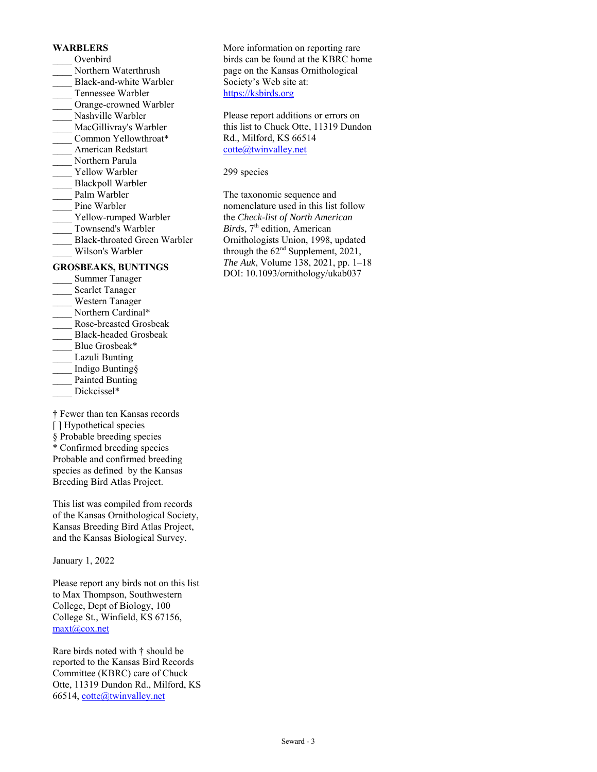**WARBLERS**

____ Ovenbird
____ Northern Waterthrush
____ Black-and-white Warbler
____ Tennessee Warbler
____ Orange-crowned Warbler
____ Nashville Warbler
____ MacGillivray's Warbler
____ Common Yellowthroat*
____ American Redstart
____ Northern Parula
____ Yellow Warbler
____ Blackpoll Warbler
____ Palm Warbler
____ Pine Warbler
____ Yellow-rumped Warbler
____ Townsend's Warbler
____ Black-throated Green Warbler
____ Wilson's Warbler

**GROSBEAKS, BUNTINGS**

____ Summer Tanager
____ Scarlet Tanager
____ Western Tanager
____ Northern Cardinal*
____ Rose-breasted Grosbeak
____ Black-headed Grosbeak
____ Blue Grosbeak*
____ Lazuli Bunting
____ Indigo Bunting§
____ Painted Bunting
____ Dickcissel*

† Fewer than ten Kansas records
[ ] Hypothetical species
§ Probable breeding species
* Confirmed breeding species
Probable and confirmed breeding species as defined by the Kansas Breeding Bird Atlas Project.

This list was compiled from records of the Kansas Ornithological Society, Kansas Breeding Bird Atlas Project, and the Kansas Biological Survey.

January 1, 2022

Please report any birds not on this list to Max Thompson, Southwestern College, Dept of Biology, 100 College St., Winfield, KS 67156, maxt@cox.net

Rare birds noted with † should be reported to the Kansas Bird Records Committee (KBRC) care of Chuck Otte, 11319 Dundon Rd., Milford, KS 66514, cotte@twinvalley.net

More information on reporting rare birds can be found at the KBRC home page on the Kansas Ornithological Society's Web site at: https://ksbirds.org

Please report additions or errors on this list to Chuck Otte, 11319 Dundon Rd., Milford, KS 66514 cotte@twinvalley.net

299 species

The taxonomic sequence and nomenclature used in this list follow the *Check-list of North American Birds*, 7th edition, American Ornithologists Union, 1998, updated through the 62nd Supplement, 2021, *The Auk*, Volume 138, 2021, pp. 1–18 DOI: 10.1093/ornithology/ukab037